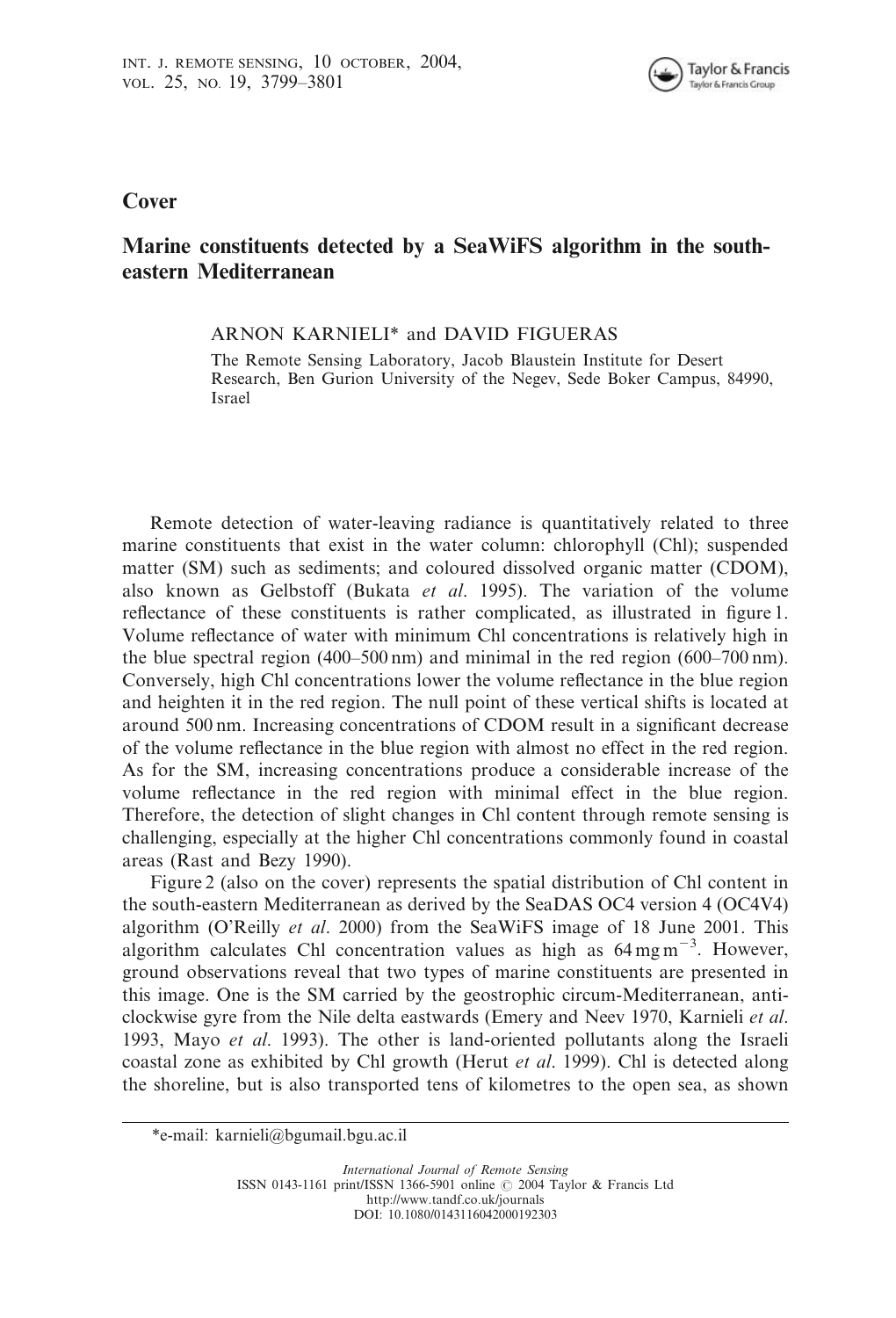## Cover

# Marine constituents detected by a SeaWiFS algorithm in the south-eastern Mediterranean

ARNON KARNIELI* and DAVID FIGUERAS

The Remote Sensing Laboratory, Jacob Blaustein Institute for Desert Research, Ben Gurion University of the Negev, Sede Boker Campus, 84990, Israel

Remote detection of water-leaving radiance is quantitatively related to three marine constituents that exist in the water column: chlorophyll (Chl); suspended matter (SM) such as sediments; and coloured dissolved organic matter (CDOM), also known as Gelbstoff (Bukata *et al.* 1995). The variation of the volume reflectance of these constituents is rather complicated, as illustrated in figure 1. Volume reflectance of water with minimum Chl concentrations is relatively high in the blue spectral region (400–500 nm) and minimal in the red region (600–700 nm). Conversely, high Chl concentrations lower the volume reflectance in the blue region and heighten it in the red region. The null point of these vertical shifts is located at around 500 nm. Increasing concentrations of CDOM result in a significant decrease of the volume reflectance in the blue region with almost no effect in the red region. As for the SM, increasing concentrations produce a considerable increase of the volume reflectance in the red region with minimal effect in the blue region. Therefore, the detection of slight changes in Chl content through remote sensing is challenging, especially at the higher Chl concentrations commonly found in coastal areas (Rast and Bezy 1990).

Figure 2 (also on the cover) represents the spatial distribution of Chl content in the south-eastern Mediterranean as derived by the SeaDAS OC4 version 4 (OC4V4) algorithm (O'Reilly *et al.* 2000) from the SeaWiFS image of 18 June 2001. This algorithm calculates Chl concentration values as high as $64\,\mathrm{mg\,m^{-3}}$. However, ground observations reveal that two types of marine constituents are presented in this image. One is the SM carried by the geostrophic circum-Mediterranean, anti-clockwise gyre from the Nile delta eastwards (Emery and Neev 1970, Karnieli *et al.* 1993, Mayo *et al.* 1993). The other is land-oriented pollutants along the Israeli coastal zone as exhibited by Chl growth (Herut *et al.* 1999). Chl is detected along the shoreline, but is also transported tens of kilometres to the open sea, as shown

*e-mail: karnieli@bgumail.bgu.ac.il

*International Journal of Remote Sensing*
ISSN 0143-1161 print/ISSN 1366-5901 online © 2004 Taylor & Francis Ltd
http://www.tandf.co.uk/journals
DOI: 10.1080/0143116042000192303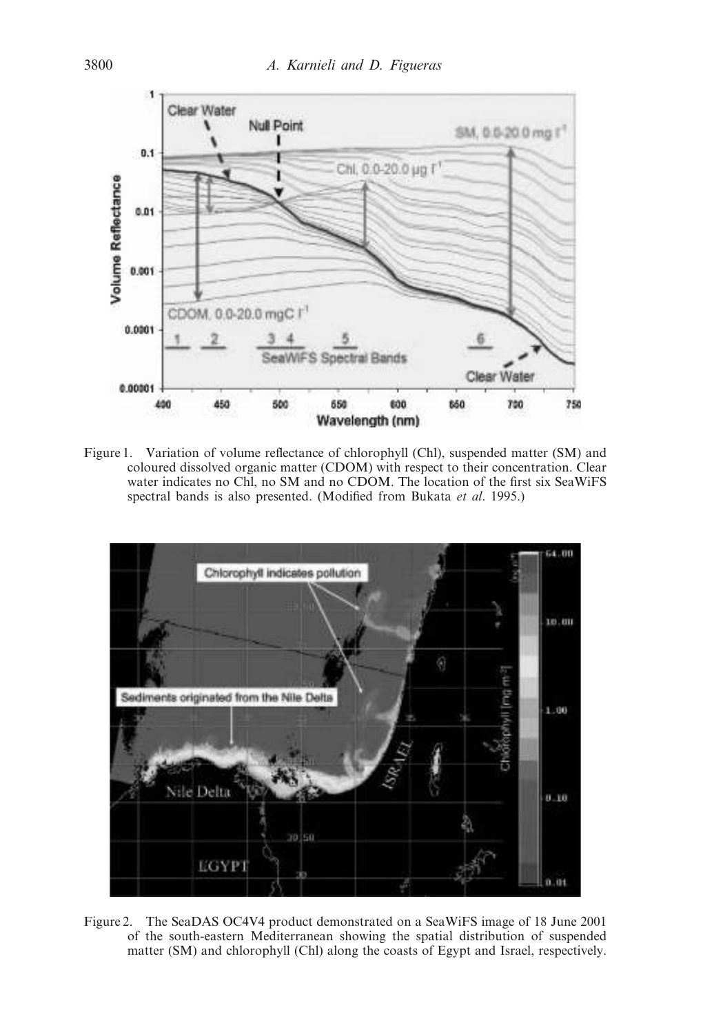Figure 1. Variation of volume reflectance of chlorophyll (Chl), suspended matter (SM) and coloured dissolved organic matter (CDOM) with respect to their concentration. Clear water indicates no Chl, no SM and no CDOM. The location of the first six SeaWiFS spectral bands is also presented. (Modified from Bukata *et al*. 1995.)

Figure 2. The SeaDAS OC4V4 product demonstrated on a SeaWiFS image of 18 June 2001 of the south-eastern Mediterranean showing the spatial distribution of suspended matter (SM) and chlorophyll (Chl) along the coasts of Egypt and Israel, respectively.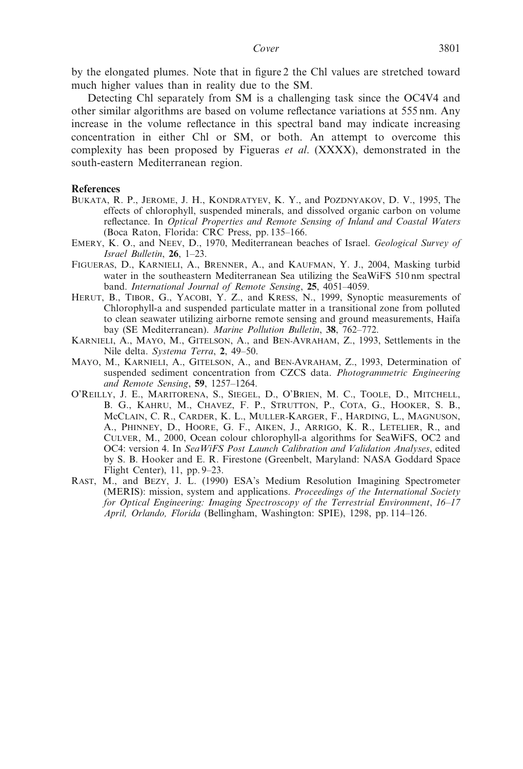by the elongated plumes. Note that in figure 2 the Chl values are stretched toward much higher values than in reality due to the SM.

Detecting Chl separately from SM is a challenging task since the OC4V4 and other similar algorithms are based on volume reflectance variations at 555 nm. Any increase in the volume reflectance in this spectral band may indicate increasing concentration in either Chl or SM, or both. An attempt to overcome this complexity has been proposed by Figueras *et al*. (XXXX), demonstrated in the south-eastern Mediterranean region.

## References

Bukata, R. P., Jerome, J. H., Kondratyev, K. Y., and Pozdnyakov, D. V., 1995, The effects of chlorophyll, suspended minerals, and dissolved organic carbon on volume reflectance. In *Optical Properties and Remote Sensing of Inland and Coastal Waters* (Boca Raton, Florida: CRC Press, pp. 135–166.

Emery, K. O., and Neev, D., 1970, Mediterranean beaches of Israel. *Geological Survey of Israel Bulletin*, **26**, 1–23.

Figueras, D., Karnieli, A., Brenner, A., and Kaufman, Y. J., 2004, Masking turbid water in the southeastern Mediterranean Sea utilizing the SeaWiFS 510 nm spectral band. *International Journal of Remote Sensing*, **25**, 4051–4059.

Herut, B., Tibor, G., Yacobi, Y. Z., and Kress, N., 1999, Synoptic measurements of Chlorophyll-a and suspended particulate matter in a transitional zone from polluted to clean seawater utilizing airborne remote sensing and ground measurements, Haifa bay (SE Mediterranean). *Marine Pollution Bulletin*, **38**, 762–772.

Karnieli, A., Mayo, M., Gitelson, A., and Ben-Avraham, Z., 1993, Settlements in the Nile delta. *Systema Terra*, **2**, 49–50.

Mayo, M., Karnieli, A., Gitelson, A., and Ben-Avraham, Z., 1993, Determination of suspended sediment concentration from CZCS data. *Photogrammetric Engineering and Remote Sensing*, **59**, 1257–1264.

O'Reilly, J. E., Maritorena, S., Siegel, D., O'Brien, M. C., Toole, D., Mitchell, B. G., Kahru, M., Chavez, F. P., Strutton, P., Cota, G., Hooker, S. B., McClain, C. R., Carder, K. L., Muller-Karger, F., Harding, L., Magnuson, A., Phinney, D., Hoore, G. F., Aiken, J., Arrigo, K. R., Letelier, R., and Culver, M., 2000, Ocean colour chlorophyll-a algorithms for SeaWiFS, OC2 and OC4: version 4. In *SeaWiFS Post Launch Calibration and Validation Analyses*, edited by S. B. Hooker and E. R. Firestone (Greenbelt, Maryland: NASA Goddard Space Flight Center), 11, pp. 9–23.

Rast, M., and Bezy, J. L. (1990) ESA's Medium Resolution Imagining Spectrometer (MERIS): mission, system and applications. *Proceedings of the International Society for Optical Engineering: Imaging Spectroscopy of the Terrestrial Environment, 16–17 April, Orlando, Florida* (Bellingham, Washington: SPIE), 1298, pp. 114–126.